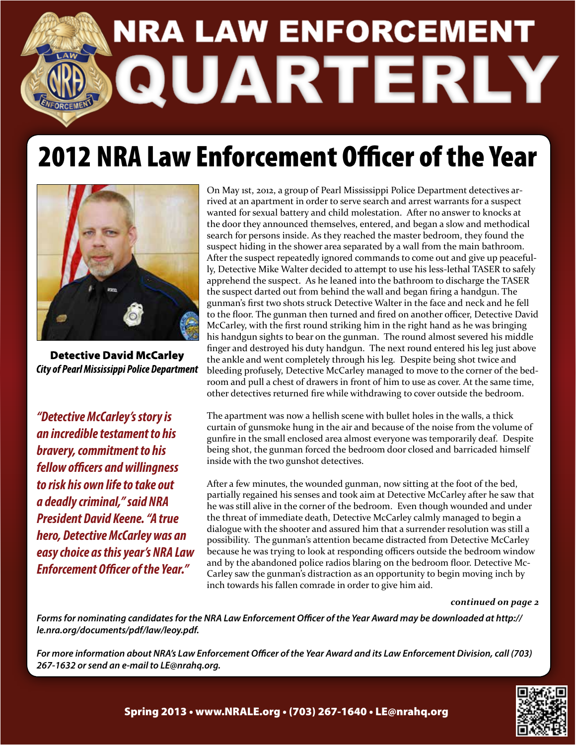# NRA LAW ENFORCEMENT QUARTERLY

## 2012 NRA Law Enforcement Officer of the Year

**Detective David McCarley**
*City of Pearl Mississippi Police Department*

On May 1st, 2012, a group of Pearl Mississippi Police Department detectives arrived at an apartment in order to serve search and arrest warrants for a suspect wanted for sexual battery and child molestation. After no answer to knocks at the door they announced themselves, entered, and began a slow and methodical search for persons inside. As they reached the master bedroom, they found the suspect hiding in the shower area separated by a wall from the main bathroom. After the suspect repeatedly ignored commands to come out and give up peacefully, Detective Mike Walter decided to attempt to use his less-lethal TASER to safely apprehend the suspect. As he leaned into the bathroom to discharge the TASER the suspect darted out from behind the wall and began firing a handgun. The gunman's first two shots struck Detective Walter in the face and neck and he fell to the floor. The gunman then turned and fired on another officer, Detective David McCarley, with the first round striking him in the right hand as he was bringing his handgun sights to bear on the gunman. The round almost severed his middle finger and destroyed his duty handgun. The next round entered his leg just above the ankle and went completely through his leg. Despite being shot twice and bleeding profusely, Detective McCarley managed to move to the corner of the bedroom and pull a chest of drawers in front of him to use as cover. At the same time, other detectives returned fire while withdrawing to cover outside the bedroom.

The apartment was now a hellish scene with bullet holes in the walls, a thick curtain of gunsmoke hung in the air and because of the noise from the volume of gunfire in the small enclosed area almost everyone was temporarily deaf. Despite being shot, the gunman forced the bedroom door closed and barricaded himself inside with the two gunshot detectives.

After a few minutes, the wounded gunman, now sitting at the foot of the bed, partially regained his senses and took aim at Detective McCarley after he saw that he was still alive in the corner of the bedroom. Even though wounded and under the threat of immediate death, Detective McCarley calmly managed to begin a dialogue with the shooter and assured him that a surrender resolution was still a possibility. The gunman's attention became distracted from Detective McCarley because he was trying to look at responding officers outside the bedroom window and by the abandoned police radios blaring on the bedroom floor. Detective McCarley saw the gunman's distraction as an opportunity to begin moving inch by inch towards his fallen comrade in order to give him aid.

*"Detective McCarley's story is an incredible testament to his bravery, commitment to his fellow officers and willingness to risk his own life to take out a deadly criminal," said NRA President David Keene. "A true hero, Detective McCarley was an easy choice as this year's NRA Law Enforcement Officer of the Year."*

***continued on page 2***

*Forms for nominating candidates for the NRA Law Enforcement Officer of the Year Award may be downloaded at http://le.nra.org/documents/pdf/law/leoy.pdf.*

*For more information about NRA's Law Enforcement Officer of the Year Award and its Law Enforcement Division, call (703) 267-1632 or send an e-mail to LE@nrahq.org.*

**Spring 2013 • www.NRALE.org • (703) 267-1640 • LE@nrahq.org**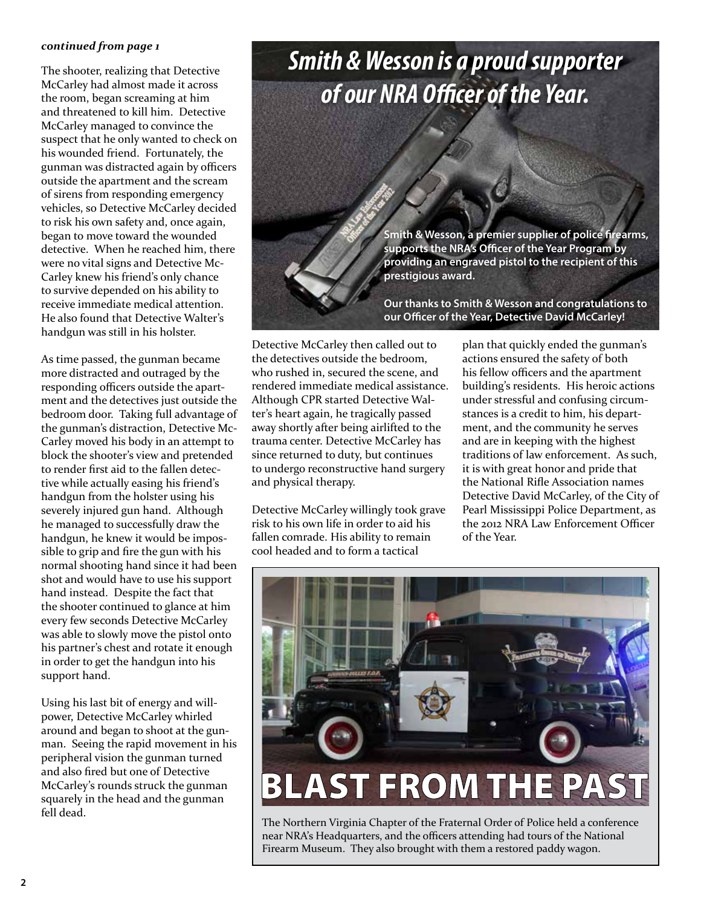***continued from page 1***

The shooter, realizing that Detective McCarley had almost made it across the room, began screaming at him and threatened to kill him. Detective McCarley managed to convince the suspect that he only wanted to check on his wounded friend. Fortunately, the gunman was distracted again by officers outside the apartment and the scream of sirens from responding emergency vehicles, so Detective McCarley decided to risk his own safety and, once again, began to move toward the wounded detective. When he reached him, there were no vital signs and Detective McCarley knew his friend's only chance to survive depended on his ability to receive immediate medical attention. He also found that Detective Walter's handgun was still in his holster.

As time passed, the gunman became more distracted and outraged by the responding officers outside the apartment and the detectives just outside the bedroom door. Taking full advantage of the gunman's distraction, Detective McCarley moved his body in an attempt to block the shooter's view and pretended to render first aid to the fallen detective while actually easing his friend's handgun from the holster using his severely injured gun hand. Although he managed to successfully draw the handgun, he knew it would be impossible to grip and fire the gun with his normal shooting hand since it had been shot and would have to use his support hand instead. Despite the fact that the shooter continued to glance at him every few seconds Detective McCarley was able to slowly move the pistol onto his partner's chest and rotate it enough in order to get the handgun into his support hand.

Using his last bit of energy and willpower, Detective McCarley whirled around and began to shoot at the gunman. Seeing the rapid movement in his peripheral vision the gunman turned and also fired but one of Detective McCarley's rounds struck the gunman squarely in the head and the gunman fell dead.

# *Smith & Wesson is a proud supporter of our NRA Officer of the Year.*

**Smith & Wesson, a premier supplier of police firearms, supports the NRA's Officer of the Year Program by providing an engraved pistol to the recipient of this prestigious award.**

**Our thanks to Smith & Wesson and congratulations to our Officer of the Year, Detective David McCarley!**

Detective McCarley then called out to the detectives outside the bedroom, who rushed in, secured the scene, and rendered immediate medical assistance. Although CPR started Detective Walter's heart again, he tragically passed away shortly after being airlifted to the trauma center. Detective McCarley has since returned to duty, but continues to undergo reconstructive hand surgery and physical therapy.

Detective McCarley willingly took grave risk to his own life in order to aid his fallen comrade. His ability to remain cool headed and to form a tactical plan that quickly ended the gunman's actions ensured the safety of both his fellow officers and the apartment building's residents. His heroic actions under stressful and confusing circumstances is a credit to him, his department, and the community he serves and are in keeping with the highest traditions of law enforcement. As such, it is with great honor and pride that the National Rifle Association names Detective David McCarley, of the City of Pearl Mississippi Police Department, as the 2012 NRA Law Enforcement Officer of the Year.

## BLAST FROM THE PAST

The Northern Virginia Chapter of the Fraternal Order of Police held a conference near NRA's Headquarters, and the officers attending had tours of the National Firearm Museum. They also brought with them a restored paddy wagon.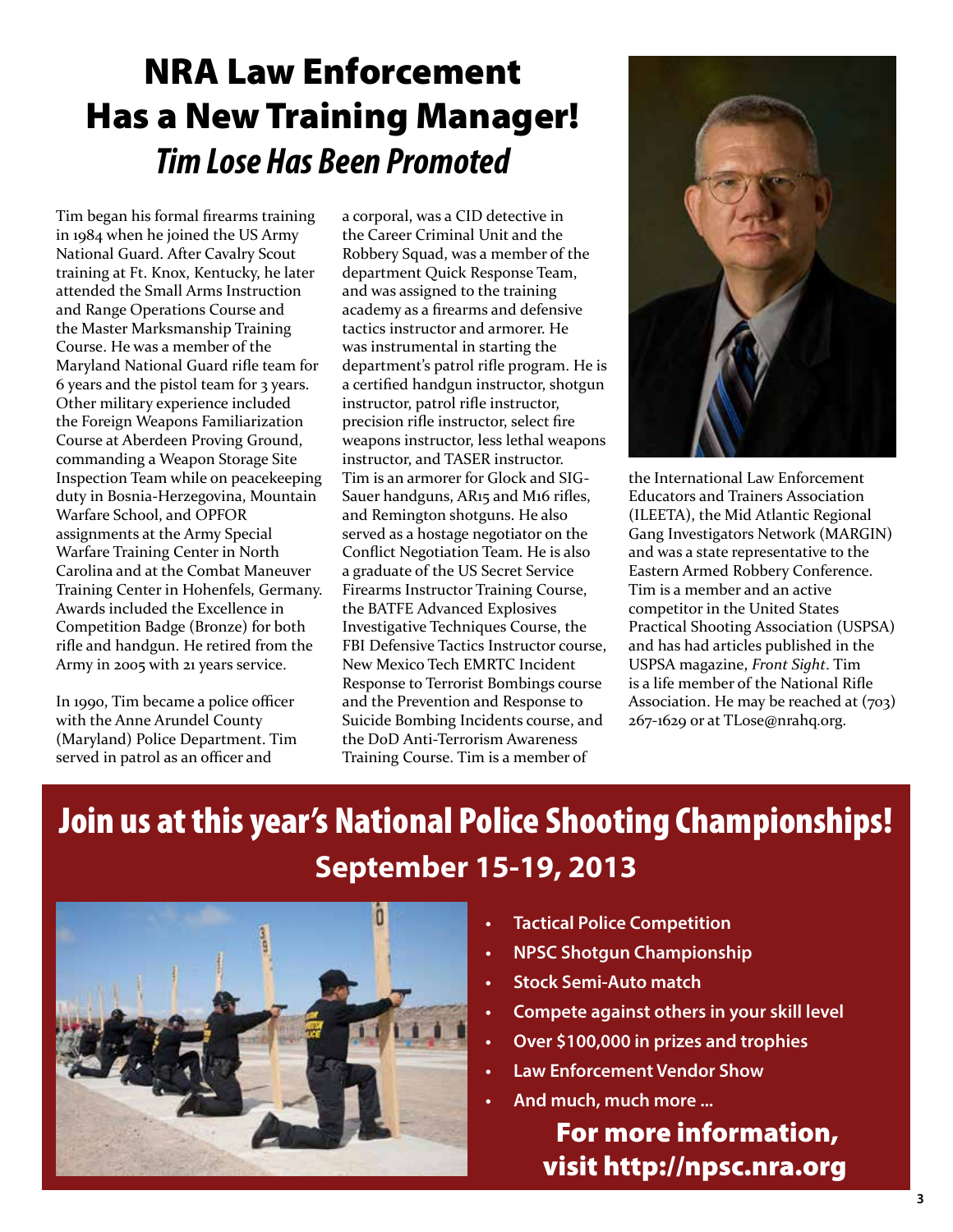# NRA Law Enforcement Has a New Training Manager!

## *Tim Lose Has Been Promoted*

Tim began his formal firearms training in 1984 when he joined the US Army National Guard. After Cavalry Scout training at Ft. Knox, Kentucky, he later attended the Small Arms Instruction and Range Operations Course and the Master Marksmanship Training Course. He was a member of the Maryland National Guard rifle team for 6 years and the pistol team for 3 years. Other military experience included the Foreign Weapons Familiarization Course at Aberdeen Proving Ground, commanding a Weapon Storage Site Inspection Team while on peacekeeping duty in Bosnia-Herzegovina, Mountain Warfare School, and OPFOR assignments at the Army Special Warfare Training Center in North Carolina and at the Combat Maneuver Training Center in Hohenfels, Germany. Awards included the Excellence in Competition Badge (Bronze) for both rifle and handgun. He retired from the Army in 2005 with 21 years service.

In 1990, Tim became a police officer with the Anne Arundel County (Maryland) Police Department. Tim served in patrol as an officer and a corporal, was a CID detective in the Career Criminal Unit and the Robbery Squad, was a member of the department Quick Response Team, and was assigned to the training academy as a firearms and defensive tactics instructor and armorer. He was instrumental in starting the department's patrol rifle program. He is a certified handgun instructor, shotgun instructor, patrol rifle instructor, precision rifle instructor, select fire weapons instructor, less lethal weapons instructor, and TASER instructor. Tim is an armorer for Glock and SIG-Sauer handguns, AR15 and M16 rifles, and Remington shotguns. He also served as a hostage negotiator on the Conflict Negotiation Team. He is also a graduate of the US Secret Service Firearms Instructor Training Course, the BATFE Advanced Explosives Investigative Techniques Course, the FBI Defensive Tactics Instructor course, New Mexico Tech EMRTC Incident Response to Terrorist Bombings course and the Prevention and Response to Suicide Bombing Incidents course, and the DoD Anti-Terrorism Awareness Training Course. Tim is a member of the International Law Enforcement Educators and Trainers Association (ILEETA), the Mid Atlantic Regional Gang Investigators Network (MARGIN) and was a state representative to the Eastern Armed Robbery Conference. Tim is a member and an active competitor in the United States Practical Shooting Association (USPSA) and has had articles published in the USPSA magazine, *Front Sight*. Tim is a life member of the National Rifle Association. He may be reached at (703) 267-1629 or at TLose@nrahq.org.

# Join us at this year's National Police Shooting Championships!

## September 15-19, 2013

- **Tactical Police Competition**
- **NPSC Shotgun Championship**
- **Stock Semi-Auto match**
- **Compete against others in your skill level**
- **Over $100,000 in prizes and trophies**
- **Law Enforcement Vendor Show**
- **And much, much more ...**

**For more information, visit http://npsc.nra.org**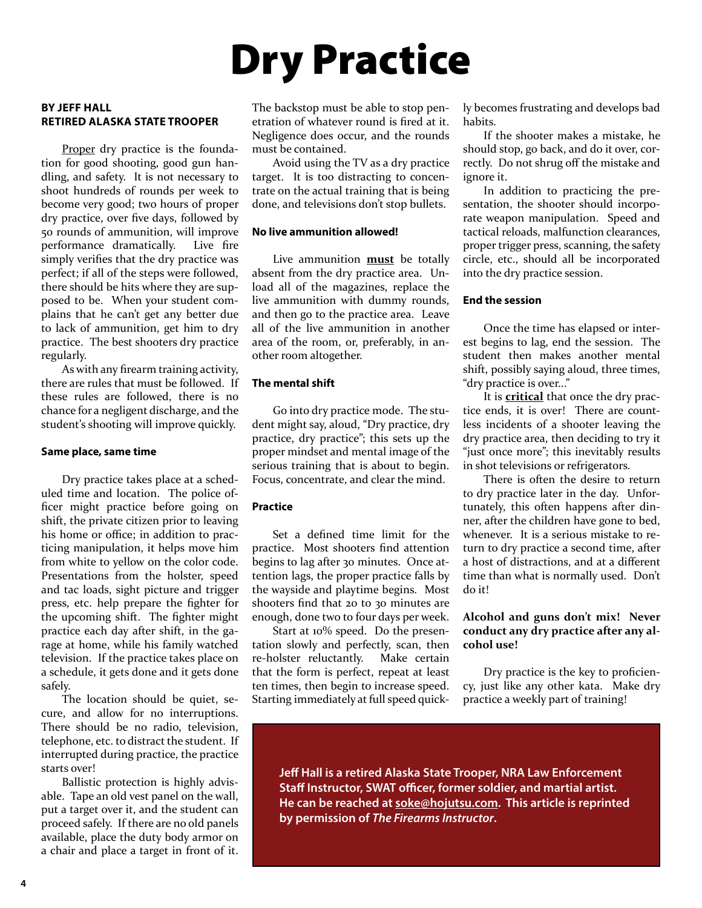# Dry Practice

**BY JEFF HALL**
**RETIRED ALASKA STATE TROOPER**

Proper dry practice is the foundation for good shooting, good gun handling, and safety. It is not necessary to shoot hundreds of rounds per week to become very good; two hours of proper dry practice, over five days, followed by 50 rounds of ammunition, will improve performance dramatically. Live fire simply verifies that the dry practice was perfect; if all of the steps were followed, there should be hits where they are supposed to be. When your student complains that he can't get any better due to lack of ammunition, get him to dry practice. The best shooters dry practice regularly.

As with any firearm training activity, there are rules that must be followed. If these rules are followed, there is no chance for a negligent discharge, and the student's shooting will improve quickly.

#### Same place, same time

Dry practice takes place at a scheduled time and location. The police officer might practice before going on shift, the private citizen prior to leaving his home or office; in addition to practicing manipulation, it helps move him from white to yellow on the color code. Presentations from the holster, speed and tac loads, sight picture and trigger press, etc. help prepare the fighter for the upcoming shift. The fighter might practice each day after shift, in the garage at home, while his family watched television. If the practice takes place on a schedule, it gets done and it gets done safely.

The location should be quiet, secure, and allow for no interruptions. There should be no radio, television, telephone, etc. to distract the student. If interrupted during practice, the practice starts over!

Ballistic protection is highly advisable. Tape an old vest panel on the wall, put a target over it, and the student can proceed safely. If there are no old panels available, place the duty body armor on a chair and place a target in front of it. The backstop must be able to stop penetration of whatever round is fired at it. Negligence does occur, and the rounds must be contained.

Avoid using the TV as a dry practice target. It is too distracting to concentrate on the actual training that is being done, and televisions don't stop bullets.

#### No live ammunition allowed!

Live ammunition **must** be totally absent from the dry practice area. Unload all of the magazines, replace the live ammunition with dummy rounds, and then go to the practice area. Leave all of the live ammunition in another area of the room, or, preferably, in another room altogether.

#### The mental shift

Go into dry practice mode. The student might say, aloud, "Dry practice, dry practice, dry practice"; this sets up the proper mindset and mental image of the serious training that is about to begin. Focus, concentrate, and clear the mind.

#### Practice

Set a defined time limit for the practice. Most shooters find attention begins to lag after 30 minutes. Once attention lags, the proper practice falls by the wayside and playtime begins. Most shooters find that 20 to 30 minutes are enough, done two to four days per week.

Start at 10% speed. Do the presentation slowly and perfectly, scan, then re-holster reluctantly. Make certain that the form is perfect, repeat at least ten times, then begin to increase speed. Starting immediately at full speed quickly becomes frustrating and develops bad habits.

If the shooter makes a mistake, he should stop, go back, and do it over, correctly. Do not shrug off the mistake and ignore it.

In addition to practicing the presentation, the shooter should incorporate weapon manipulation. Speed and tactical reloads, malfunction clearances, proper trigger press, scanning, the safety circle, etc., should all be incorporated into the dry practice session.

#### End the session

Once the time has elapsed or interest begins to lag, end the session. The student then makes another mental shift, possibly saying aloud, three times, "dry practice is over..."

It is **critical** that once the dry practice ends, it is over! There are countless incidents of a shooter leaving the dry practice area, then deciding to try it "just once more"; this inevitably results in shot televisions or refrigerators.

There is often the desire to return to dry practice later in the day. Unfortunately, this often happens after dinner, after the children have gone to bed, whenever. It is a serious mistake to return to dry practice a second time, after a host of distractions, and at a different time than what is normally used. Don't do it!

**Alcohol and guns don't mix! Never conduct any dry practice after any alcohol use!**

Dry practice is the key to proficiency, just like any other kata. Make dry practice a weekly part of training!

**Jeff Hall is a retired Alaska State Trooper, NRA Law Enforcement Staff Instructor, SWAT officer, former soldier, and martial artist. He can be reached at soke@hojutsu.com. This article is reprinted by permission of *The Firearms Instructor*.**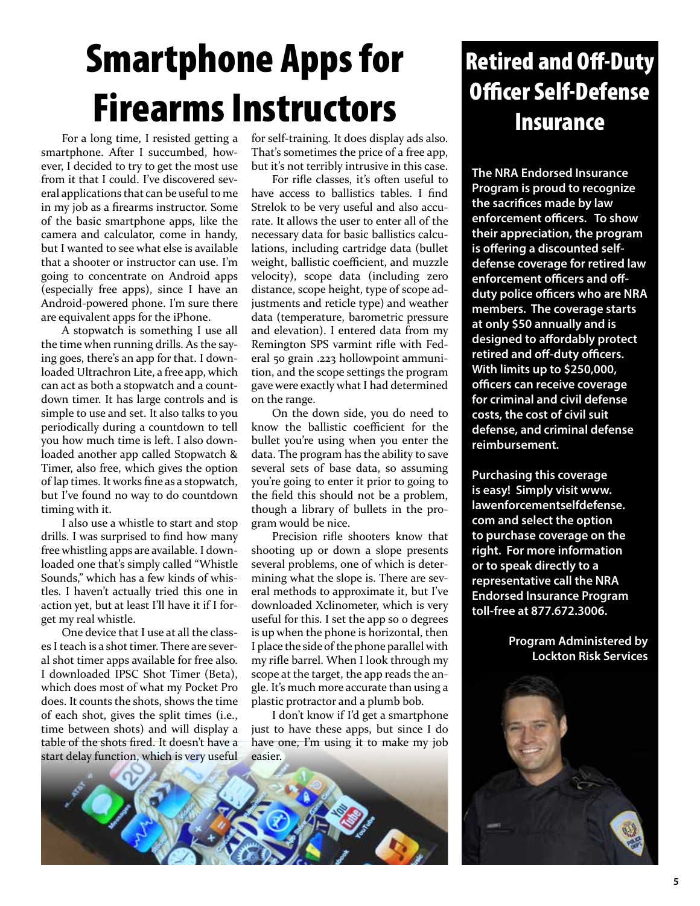# Smartphone Apps for Firearms Instructors

For a long time, I resisted getting a smartphone. After I succumbed, however, I decided to try to get the most use from it that I could. I've discovered several applications that can be useful to me in my job as a firearms instructor. Some of the basic smartphone apps, like the camera and calculator, come in handy, but I wanted to see what else is available that a shooter or instructor can use. I'm going to concentrate on Android apps (especially free apps), since I have an Android-powered phone. I'm sure there are equivalent apps for the iPhone.

A stopwatch is something I use all the time when running drills. As the saying goes, there's an app for that. I downloaded Ultrachron Lite, a free app, which can act as both a stopwatch and a countdown timer. It has large controls and is simple to use and set. It also talks to you periodically during a countdown to tell you how much time is left. I also downloaded another app called Stopwatch & Timer, also free, which gives the option of lap times. It works fine as a stopwatch, but I've found no way to do countdown timing with it.

I also use a whistle to start and stop drills. I was surprised to find how many free whistling apps are available. I downloaded one that's simply called "Whistle Sounds," which has a few kinds of whistles. I haven't actually tried this one in action yet, but at least I'll have it if I forget my real whistle.

One device that I use at all the classes I teach is a shot timer. There are several shot timer apps available for free also. I downloaded IPSC Shot Timer (Beta), which does most of what my Pocket Pro does. It counts the shots, shows the time of each shot, gives the split times (i.e., time between shots) and will display a table of the shots fired. It doesn't have a start delay function, which is very useful for self-training. It does display ads also. That's sometimes the price of a free app, but it's not terribly intrusive in this case.

For rifle classes, it's often useful to have access to ballistics tables. I find Strelok to be very useful and also accurate. It allows the user to enter all of the necessary data for basic ballistics calculations, including cartridge data (bullet weight, ballistic coefficient, and muzzle velocity), scope data (including zero distance, scope height, type of scope adjustments and reticle type) and weather data (temperature, barometric pressure and elevation). I entered data from my Remington SPS varmint rifle with Federal 50 grain .223 hollowpoint ammunition, and the scope settings the program gave were exactly what I had determined on the range.

On the down side, you do need to know the ballistic coefficient for the bullet you're using when you enter the data. The program has the ability to save several sets of base data, so assuming you're going to enter it prior to going to the field this should not be a problem, though a library of bullets in the program would be nice.

Precision rifle shooters know that shooting up or down a slope presents several problems, one of which is determining what the slope is. There are several methods to approximate it, but I've downloaded Xclinometer, which is very useful for this. I set the app so 0 degrees is up when the phone is horizontal, then I place the side of the phone parallel with my rifle barrel. When I look through my scope at the target, the app reads the angle. It's much more accurate than using a plastic protractor and a plumb bob.

I don't know if I'd get a smartphone just to have these apps, but since I do have one, I'm using it to make my job easier.

# Retired and Off-Duty Officer Self-Defense Insurance

**The NRA Endorsed Insurance Program is proud to recognize the sacrifices made by law enforcement officers. To show their appreciation, the program is offering a discounted self-defense coverage for retired law enforcement officers and off-duty police officers who are NRA members. The coverage starts at only $50 annually and is designed to affordably protect retired and off-duty officers. With limits up to $250,000, officers can receive coverage for criminal and civil defense costs, the cost of civil suit defense, and criminal defense reimbursement.**

**Purchasing this coverage is easy! Simply visit www.lawenforcementselfdefense.com and select the option to purchase coverage on the right. For more information or to speak directly to a representative call the NRA Endorsed Insurance Program toll-free at 877.672.3006.**

**Program Administered by Lockton Risk Services**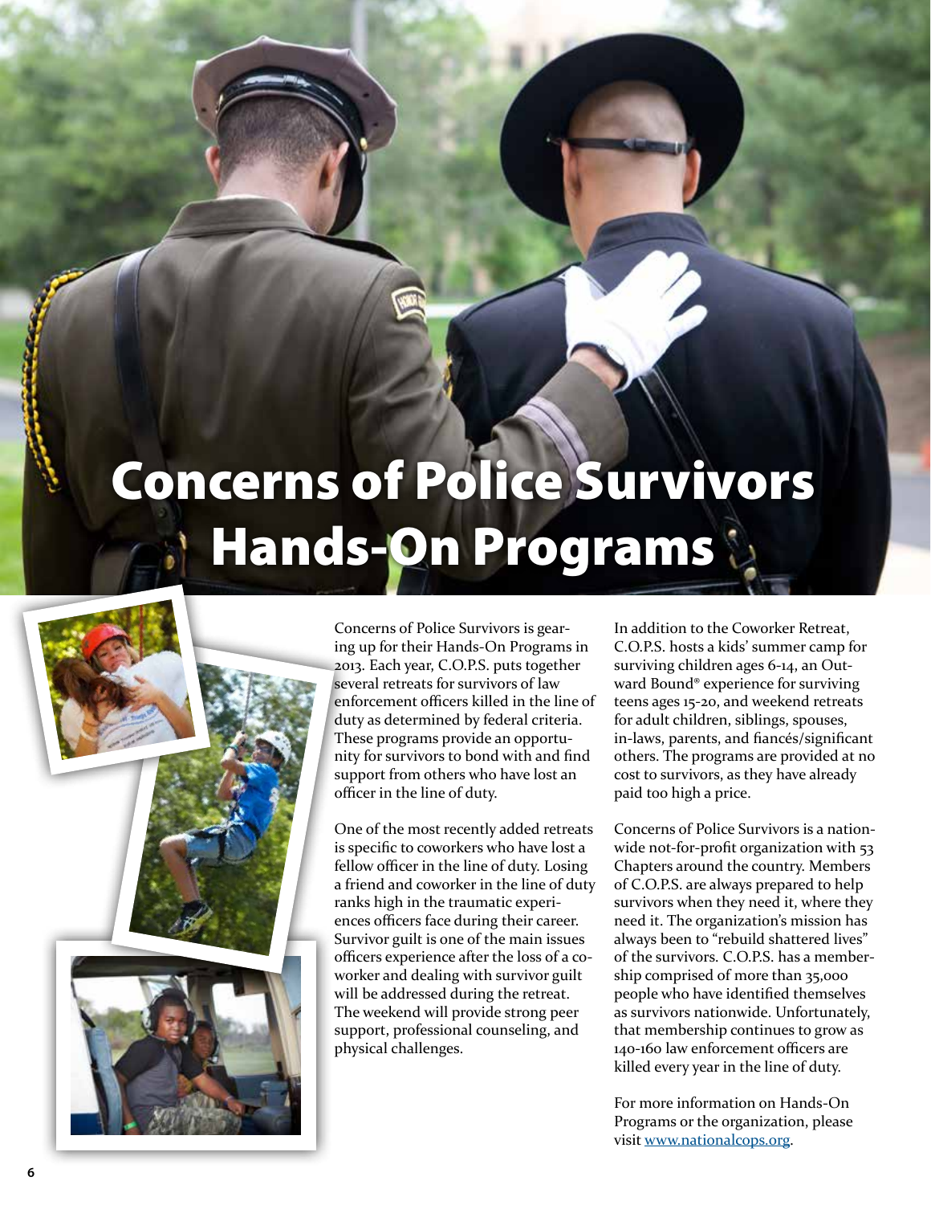# Concerns of Police Survivors Hands-On Programs

Concerns of Police Survivors is gearing up for their Hands-On Programs in 2013. Each year, C.O.P.S. puts together several retreats for survivors of law enforcement officers killed in the line of duty as determined by federal criteria. These programs provide an opportunity for survivors to bond with and find support from others who have lost an officer in the line of duty.

One of the most recently added retreats is specific to coworkers who have lost a fellow officer in the line of duty. Losing a friend and coworker in the line of duty ranks high in the traumatic experiences officers face during their career. Survivor guilt is one of the main issues officers experience after the loss of a coworker and dealing with survivor guilt will be addressed during the retreat. The weekend will provide strong peer support, professional counseling, and physical challenges.

In addition to the Coworker Retreat, C.O.P.S. hosts a kids' summer camp for surviving children ages 6-14, an Outward Bound® experience for surviving teens ages 15-20, and weekend retreats for adult children, siblings, spouses, in-laws, parents, and fiancés/significant others. The programs are provided at no cost to survivors, as they have already paid too high a price.

Concerns of Police Survivors is a nationwide not-for-profit organization with 53 Chapters around the country. Members of C.O.P.S. are always prepared to help survivors when they need it, where they need it. The organization's mission has always been to "rebuild shattered lives" of the survivors. C.O.P.S. has a membership comprised of more than 35,000 people who have identified themselves as survivors nationwide. Unfortunately, that membership continues to grow as 140-160 law enforcement officers are killed every year in the line of duty.

For more information on Hands-On Programs or the organization, please visit www.nationalcops.org.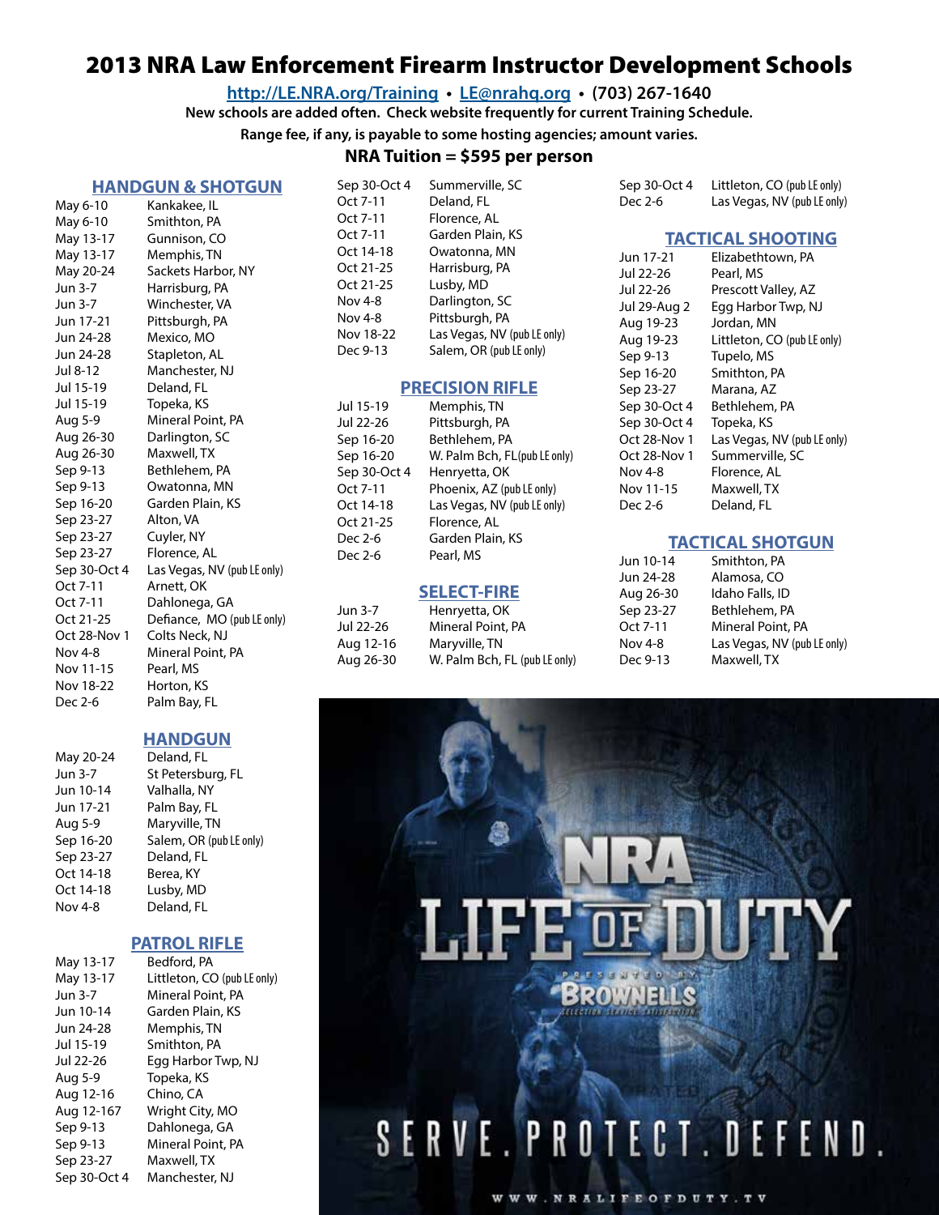# 2013 NRA Law Enforcement Firearm Instructor Development Schools

**http://LE.NRA.org/Training • LE@nrahq.org • (703) 267-1640**

**New schools are added often. Check website frequently for current Training Schedule.**

**Range fee, if any, is payable to some hosting agencies; amount varies.**

**NRA Tuition = $595 per person**

## HANDGUN & SHOTGUN

| | |
|---|---|
| May 6-10 | Kankakee, IL |
| May 6-10 | Smithton, PA |
| May 13-17 | Gunnison, CO |
| May 13-17 | Memphis, TN |
| May 20-24 | Sackets Harbor, NY |
| Jun 3-7 | Harrisburg, PA |
| Jun 3-7 | Winchester, VA |
| Jun 17-21 | Pittsburgh, PA |
| Jun 24-28 | Mexico, MO |
| Jun 24-28 | Stapleton, AL |
| Jul 8-12 | Manchester, NJ |
| Jul 15-19 | Deland, FL |
| Jul 15-19 | Topeka, KS |
| Aug 5-9 | Mineral Point, PA |
| Aug 26-30 | Darlington, SC |
| Aug 26-30 | Maxwell, TX |
| Sep 9-13 | Bethlehem, PA |
| Sep 9-13 | Owatonna, MN |
| Sep 16-20 | Garden Plain, KS |
| Sep 23-27 | Alton, VA |
| Sep 23-27 | Cuyler, NY |
| Sep 23-27 | Florence, AL |
| Sep 30-Oct 4 | Las Vegas, NV (pub LE only) |
| Oct 7-11 | Arnett, OK |
| Oct 7-11 | Dahlonega, GA |
| Oct 21-25 | Defiance, MO (pub LE only) |
| Oct 28-Nov 1 | Colts Neck, NJ |
| Nov 4-8 | Mineral Point, PA |
| Nov 11-15 | Pearl, MS |
| Nov 18-22 | Horton, KS |
| Dec 2-6 | Palm Bay, FL |
| Sep 30-Oct 4 | Summerville, SC |
| Oct 7-11 | Deland, FL |
| Oct 7-11 | Florence, AL |
| Oct 7-11 | Garden Plain, KS |
| Oct 14-18 | Owatonna, MN |
| Oct 21-25 | Harrisburg, PA |
| Oct 21-25 | Lusby, MD |
| Nov 4-8 | Darlington, SC |
| Nov 4-8 | Pittsburgh, PA |
| Nov 18-22 | Las Vegas, NV (pub LE only) |
| Dec 9-13 | Salem, OR (pub LE only) |

## HANDGUN

| | |
|---|---|
| May 20-24 | Deland, FL |
| Jun 3-7 | St Petersburg, FL |
| Jun 10-14 | Valhalla, NY |
| Jun 17-21 | Palm Bay, FL |
| Aug 5-9 | Maryville, TN |
| Sep 16-20 | Salem, OR (pub LE only) |
| Sep 23-27 | Deland, FL |
| Oct 14-18 | Berea, KY |
| Oct 14-18 | Lusby, MD |
| Nov 4-8 | Deland, FL |

## PATROL RIFLE

| | |
|---|---|
| May 13-17 | Bedford, PA |
| May 13-17 | Littleton, CO (pub LE only) |
| Jun 3-7 | Mineral Point, PA |
| Jun 10-14 | Garden Plain, KS |
| Jun 24-28 | Memphis, TN |
| Jul 15-19 | Smithton, PA |
| Jul 22-26 | Egg Harbor Twp, NJ |
| Aug 5-9 | Topeka, KS |
| Aug 12-16 | Chino, CA |
| Aug 12-167 | Wright City, MO |
| Sep 9-13 | Dahlonega, GA |
| Sep 9-13 | Mineral Point, PA |
| Sep 23-27 | Maxwell, TX |
| Sep 30-Oct 4 | Manchester, NJ |
| Sep 30-Oct 4 | Littleton, CO (pub LE only) |
| Dec 2-6 | Las Vegas, NV (pub LE only) |

## PRECISION RIFLE

| | |
|---|---|
| Jul 15-19 | Memphis, TN |
| Jul 22-26 | Pittsburgh, PA |
| Sep 16-20 | Bethlehem, PA |
| Sep 16-20 | W. Palm Bch, FL (pub LE only) |
| Sep 30-Oct 4 | Henryetta, OK |
| Oct 7-11 | Phoenix, AZ (pub LE only) |
| Oct 14-18 | Las Vegas, NV (pub LE only) |
| Oct 21-25 | Florence, AL |
| Dec 2-6 | Garden Plain, KS |
| Dec 2-6 | Pearl, MS |

## SELECT-FIRE

| | |
|---|---|
| Jun 3-7 | Henryetta, OK |
| Jul 22-26 | Mineral Point, PA |
| Aug 12-16 | Maryville, TN |
| Aug 26-30 | W. Palm Bch, FL (pub LE only) |

## TACTICAL SHOOTING

| | |
|---|---|
| Jun 17-21 | Elizabethtown, PA |
| Jul 22-26 | Pearl, MS |
| Jul 22-26 | Prescott Valley, AZ |
| Jul 29-Aug 2 | Egg Harbor Twp, NJ |
| Aug 19-23 | Jordan, MN |
| Aug 19-23 | Littleton, CO (pub LE only) |
| Sep 9-13 | Tupelo, MS |
| Sep 16-20 | Smithton, PA |
| Sep 23-27 | Marana, AZ |
| Sep 30-Oct 4 | Bethlehem, PA |
| Sep 30-Oct 4 | Topeka, KS |
| Oct 28-Nov 1 | Las Vegas, NV (pub LE only) |
| Oct 28-Nov 1 | Summerville, SC |
| Nov 4-8 | Florence, AL |
| Nov 11-15 | Maxwell, TX |
| Dec 2-6 | Deland, FL |

## TACTICAL SHOTGUN

| | |
|---|---|
| Jun 10-14 | Smithton, PA |
| Jun 24-28 | Alamosa, CO |
| Aug 26-30 | Idaho Falls, ID |
| Sep 23-27 | Bethlehem, PA |
| Oct 7-11 | Mineral Point, PA |
| Nov 4-8 | Las Vegas, NV (pub LE only) |
| Dec 9-13 | Maxwell, TX |

NRA LIFE OF DUTY

PRESENTED BY BROWNELLS

SERVE. PROTECT. DEFEND.

WWW.NRALIFEOFDUTY.TV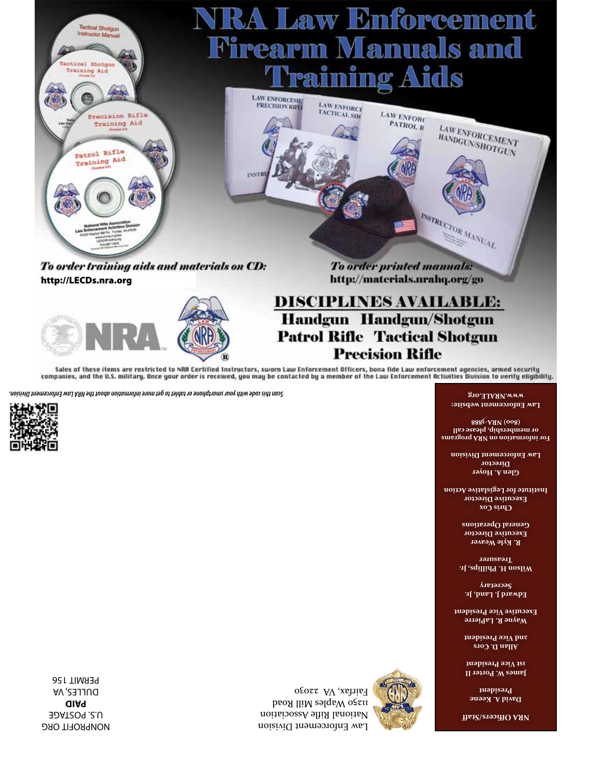# NRA Law Enforcement Firearm Manuals and Training Aids

*To order training aids and materials on CD:*
**http://LECDs.nra.org**

*To order printed manuals:*
**http://materials.nrahq.org/go**

## DISCIPLINES AVAILABLE:

**Handgun Handgun/Shotgun**
**Patrol Rifle Tactical Shotgun**
**Precision Rifle**

Sales of these items are restricted to NRA Certified Instructors, sworn Law Enforcement Officers, bona fide Law enforcement agencies, armed security companies, and the U.S. military. Once your order is received, you may be contacted by a member of the Law Enforcement Activities Division to verify eligibility.

*Scan this code with your smartphone or tablet to get more information about the NRA Law Enforcement Division.*

**NRA Officers/Staff**

David A. Keene
President

James W. Porter II
1st Vice President

Allan D. Cors
2nd Vice President

Wayne R. LaPierre
Executive Vice President

Edward J. Land, Jr.
Secretary

Wilson H. Phillips, Jr.
Treasurer

R. Kyle Weaver
Executive Director
General Operations

Chris Cox
Executive Director
Institute for Legislative Action

Glen A. Hoyer
Director
Law Enforcement Division

For information on NRA programs or membership, please call (800) NRA-3888

Law Enforcement website:
www.NRALE.org

Law Enforcement Division
National Rifle Association
11250 Waples Mill Road
Fairfax, VA 22030

NONPROFIT ORG
U.S. POSTAGE
**PAID**
DULLES, VA
PERMIT 156